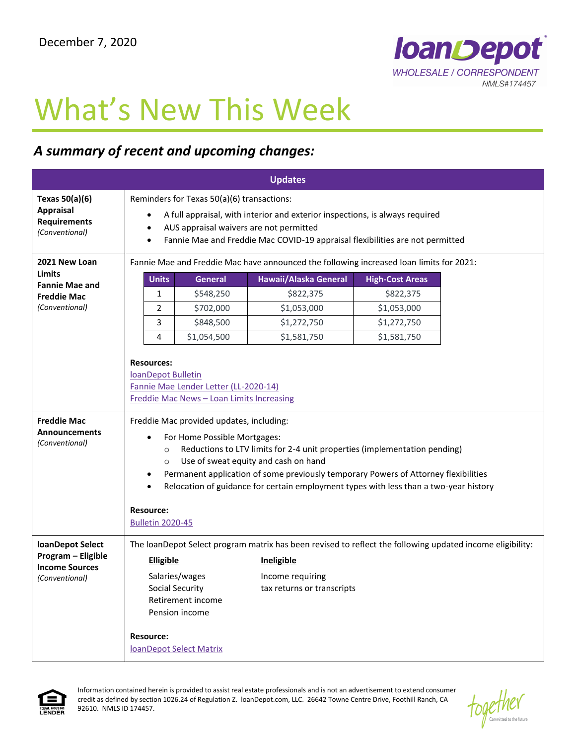December 7, 2020

# What's New This Week

## *A summary of recent and upcoming changes:*

| Updates | |
|---|---|
| **Texas 50(a)(6) Appraisal Requirements** *(Conventional)* | Reminders for Texas 50(a)(6) transactions:<br>• A full appraisal, with interior and exterior inspections, is always required<br>• AUS appraisal waivers are not permitted<br>• Fannie Mae and Freddie Mac COVID-19 appraisal flexibilities are not permitted |
| **2021 New Loan Limits Fannie Mae and Freddie Mac** *(Conventional)* | Fannie Mae and Freddie Mac have announced the following increased loan limits for 2021: (see table below)<br><br>**Resources:**<br>loanDepot Bulletin<br>Fannie Mae Lender Letter (LL-2020-14)<br>Freddie Mac News – Loan Limits Increasing |
| **Freddie Mac Announcements** *(Conventional)* | Freddie Mac provided updates, including:<br>• For Home Possible Mortgages:<br>  ○ Reductions to LTV limits for 2-4 unit properties (implementation pending)<br>  ○ Use of sweat equity and cash on hand<br>• Permanent application of some previously temporary Powers of Attorney flexibilities<br>• Relocation of guidance for certain employment types with less than a two-year history<br><br>**Resource:**<br>Bulletin 2020-45 |
| **loanDepot Select Program – Eligible Income Sources** *(Conventional)* | The loanDepot Select program matrix has been revised to reflect the following updated income eligibility:<br>**Elligible**: Salaries/wages, Social Security, Retirement income, Pension income<br>**Ineligible**: Income requiring tax returns or transcripts<br><br>**Resource:**<br>loanDepot Select Matrix |

2021 New Loan Limits:

| Units | General | Hawaii/Alaska General | High-Cost Areas |
|---|---|---|---|
| 1 | $548,250 | $822,375 | $822,375 |
| 2 | $702,000 | $1,053,000 | $1,053,000 |
| 3 | $848,500 | $1,272,750 | $1,272,750 |
| 4 | $1,054,500 | $1,581,750 | $1,581,750 |

Information contained herein is provided to assist real estate professionals and is not an advertisement to extend consumer credit as defined by section 1026.24 of Regulation Z. loanDepot.com, LLC. 26642 Towne Centre Drive, Foothill Ranch, CA 92610. NMLS ID 174457.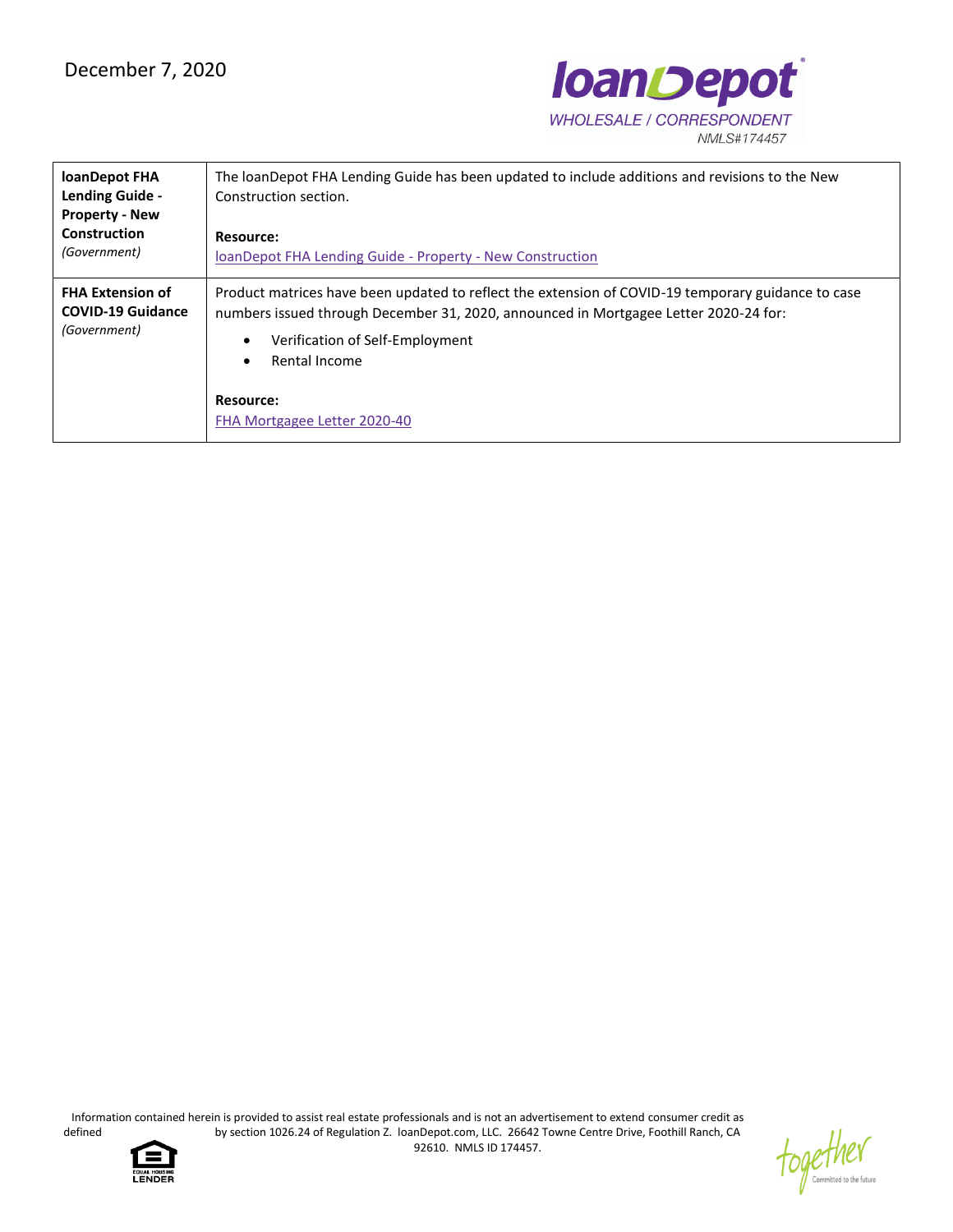December 7, 2020

| | |
|---|---|
| **loanDepot FHA Lending Guide - Property - New Construction** *(Government)* | The loanDepot FHA Lending Guide has been updated to include additions and revisions to the New Construction section.<br><br>**Resource:**<br>loanDepot FHA Lending Guide - Property - New Construction |
| **FHA Extension of COVID-19 Guidance** *(Government)* | Product matrices have been updated to reflect the extension of COVID-19 temporary guidance to case numbers issued through December 31, 2020, announced in Mortgagee Letter 2020-24 for:<br>• Verification of Self-Employment<br>• Rental Income<br><br>**Resource:**<br>FHA Mortgagee Letter 2020-40 |

Information contained herein is provided to assist real estate professionals and is not an advertisement to extend consumer credit as defined by section 1026.24 of Regulation Z. loanDepot.com, LLC. 26642 Towne Centre Drive, Foothill Ranch, CA 92610. NMLS ID 174457.